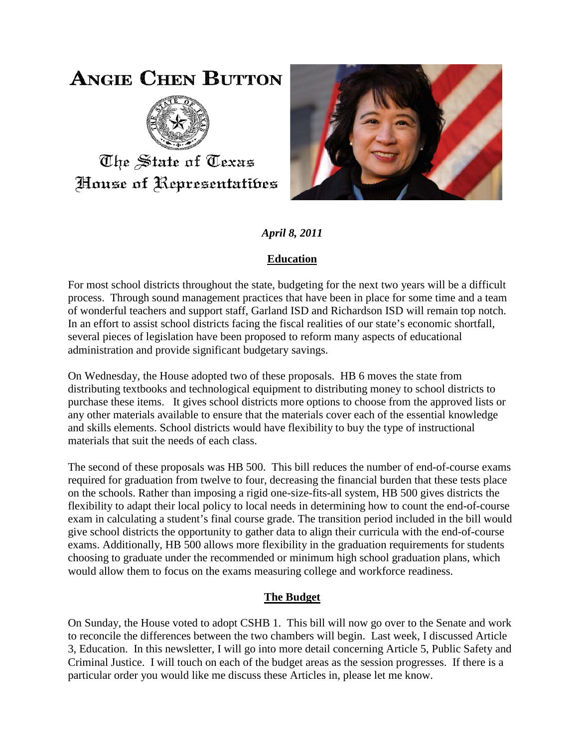# ANGIE CHEN BUTTON

The State of Texas
House of Representatives

***April 8, 2011***

## Education

For most school districts throughout the state, budgeting for the next two years will be a difficult process. Through sound management practices that have been in place for some time and a team of wonderful teachers and support staff, Garland ISD and Richardson ISD will remain top notch. In an effort to assist school districts facing the fiscal realities of our state's economic shortfall, several pieces of legislation have been proposed to reform many aspects of educational administration and provide significant budgetary savings.

On Wednesday, the House adopted two of these proposals. HB 6 moves the state from distributing textbooks and technological equipment to distributing money to school districts to purchase these items. It gives school districts more options to choose from the approved lists or any other materials available to ensure that the materials cover each of the essential knowledge and skills elements. School districts would have flexibility to buy the type of instructional materials that suit the needs of each class.

The second of these proposals was HB 500. This bill reduces the number of end-of-course exams required for graduation from twelve to four, decreasing the financial burden that these tests place on the schools. Rather than imposing a rigid one-size-fits-all system, HB 500 gives districts the flexibility to adapt their local policy to local needs in determining how to count the end-of-course exam in calculating a student's final course grade. The transition period included in the bill would give school districts the opportunity to gather data to align their curricula with the end-of-course exams. Additionally, HB 500 allows more flexibility in the graduation requirements for students choosing to graduate under the recommended or minimum high school graduation plans, which would allow them to focus on the exams measuring college and workforce readiness.

## The Budget

On Sunday, the House voted to adopt CSHB 1. This bill will now go over to the Senate and work to reconcile the differences between the two chambers will begin. Last week, I discussed Article 3, Education. In this newsletter, I will go into more detail concerning Article 5, Public Safety and Criminal Justice. I will touch on each of the budget areas as the session progresses. If there is a particular order you would like me discuss these Articles in, please let me know.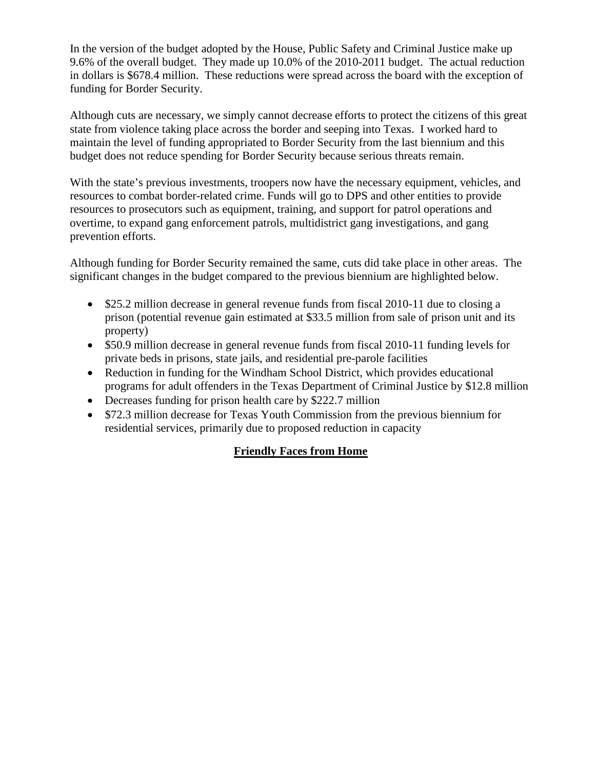In the version of the budget adopted by the House, Public Safety and Criminal Justice make up 9.6% of the overall budget. They made up 10.0% of the 2010-2011 budget. The actual reduction in dollars is $678.4 million. These reductions were spread across the board with the exception of funding for Border Security.

Although cuts are necessary, we simply cannot decrease efforts to protect the citizens of this great state from violence taking place across the border and seeping into Texas. I worked hard to maintain the level of funding appropriated to Border Security from the last biennium and this budget does not reduce spending for Border Security because serious threats remain.

With the state's previous investments, troopers now have the necessary equipment, vehicles, and resources to combat border-related crime. Funds will go to DPS and other entities to provide resources to prosecutors such as equipment, training, and support for patrol operations and overtime, to expand gang enforcement patrols, multidistrict gang investigations, and gang prevention efforts.

Although funding for Border Security remained the same, cuts did take place in other areas. The significant changes in the budget compared to the previous biennium are highlighted below.

- $25.2 million decrease in general revenue funds from fiscal 2010-11 due to closing a prison (potential revenue gain estimated at $33.5 million from sale of prison unit and its property)
- $50.9 million decrease in general revenue funds from fiscal 2010-11 funding levels for private beds in prisons, state jails, and residential pre-parole facilities
- Reduction in funding for the Windham School District, which provides educational programs for adult offenders in the Texas Department of Criminal Justice by $12.8 million
- Decreases funding for prison health care by $222.7 million
- $72.3 million decrease for Texas Youth Commission from the previous biennium for residential services, primarily due to proposed reduction in capacity

## Friendly Faces from Home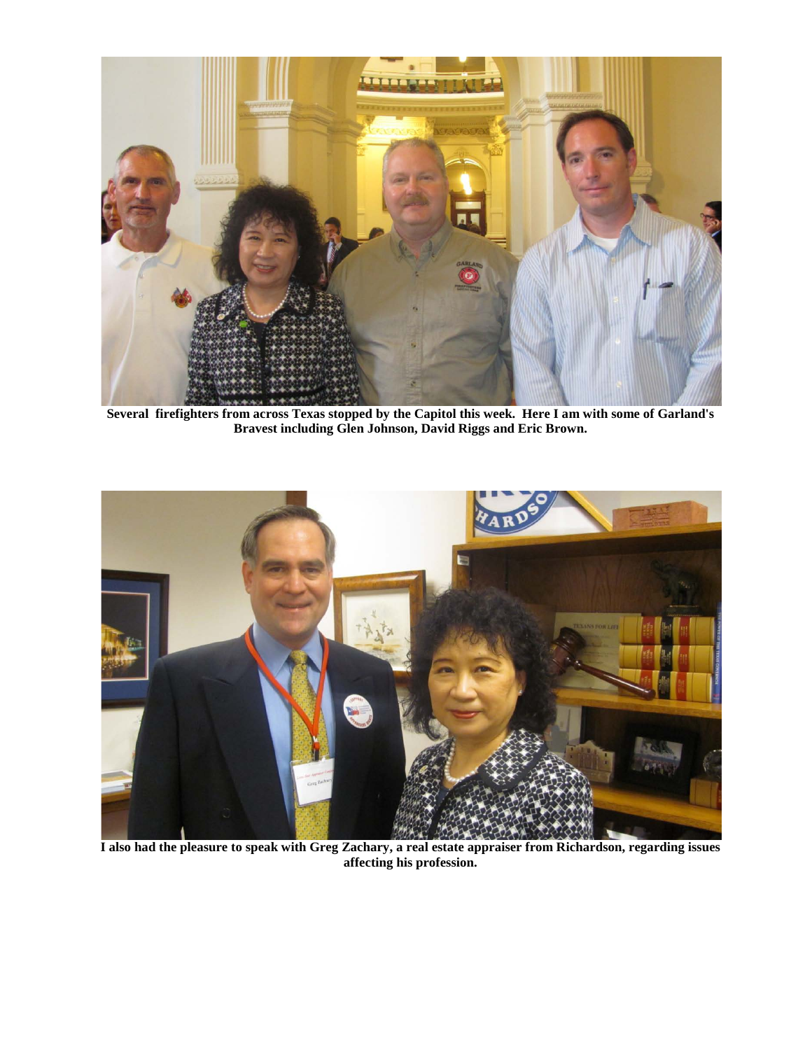**Several firefighters from across Texas stopped by the Capitol this week. Here I am with some of Garland's Bravest including Glen Johnson, David Riggs and Eric Brown.**

**I also had the pleasure to speak with Greg Zachary, a real estate appraiser from Richardson, regarding issues affecting his profession.**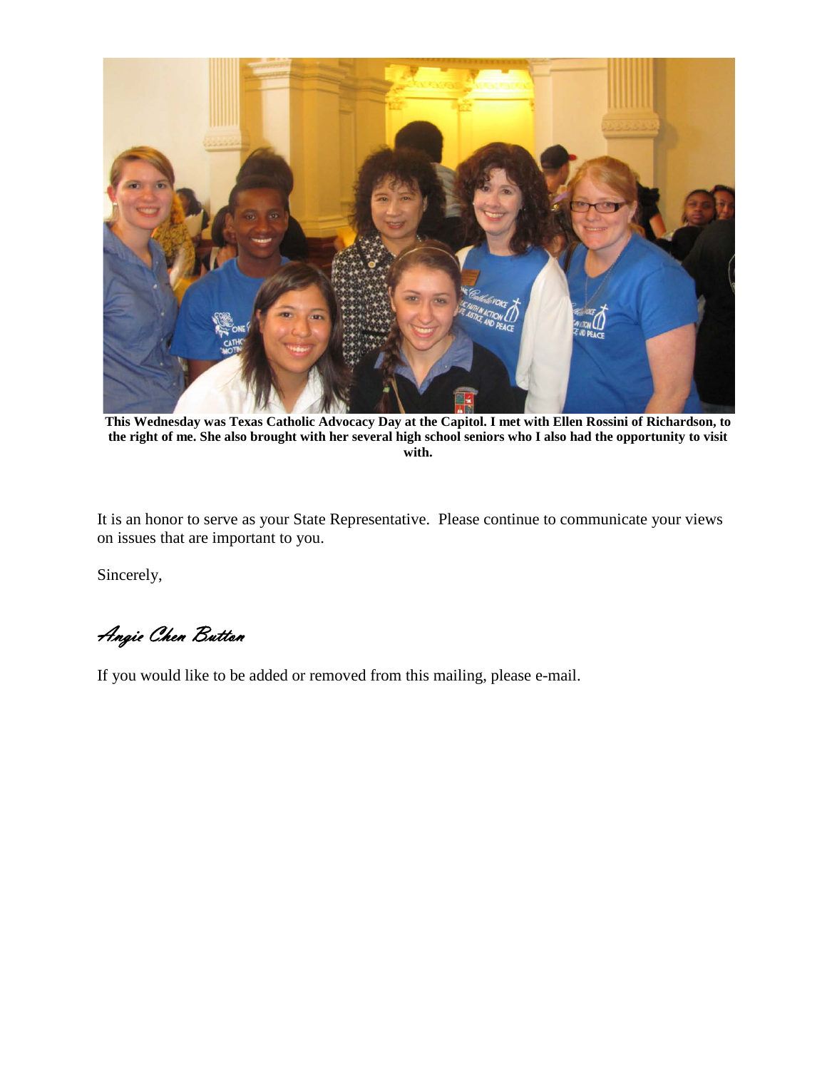**This Wednesday was Texas Catholic Advocacy Day at the Capitol. I met with Ellen Rossini of Richardson, to the right of me. She also brought with her several high school seniors who I also had the opportunity to visit with.**

It is an honor to serve as your State Representative. Please continue to communicate your views on issues that are important to you.

Sincerely,

*Angie Chen Button*

If you would like to be added or removed from this mailing, please e-mail.